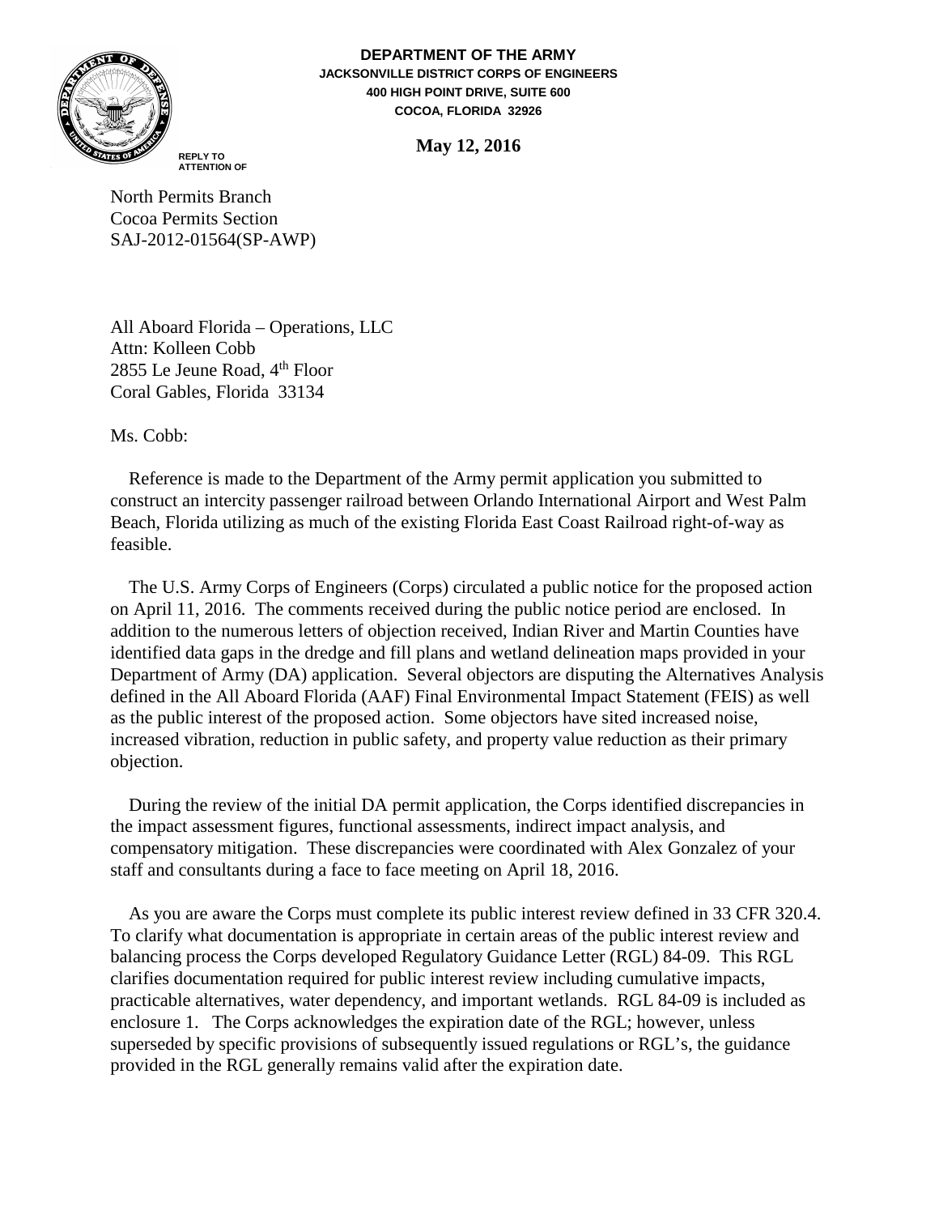**DEPARTMENT OF THE ARMY**
**JACKSONVILLE DISTRICT CORPS OF ENGINEERS**
**400 HIGH POINT DRIVE, SUITE 600**
**COCOA, FLORIDA 32926**

**REPLY TO ATTENTION OF**

**May 12, 2016**

North Permits Branch
Cocoa Permits Section
SAJ-2012-01564(SP-AWP)

All Aboard Florida – Operations, LLC
Attn: Kolleen Cobb
2855 Le Jeune Road, 4th Floor
Coral Gables, Florida 33134

Ms. Cobb:

Reference is made to the Department of the Army permit application you submitted to construct an intercity passenger railroad between Orlando International Airport and West Palm Beach, Florida utilizing as much of the existing Florida East Coast Railroad right-of-way as feasible.

The U.S. Army Corps of Engineers (Corps) circulated a public notice for the proposed action on April 11, 2016. The comments received during the public notice period are enclosed. In addition to the numerous letters of objection received, Indian River and Martin Counties have identified data gaps in the dredge and fill plans and wetland delineation maps provided in your Department of Army (DA) application. Several objectors are disputing the Alternatives Analysis defined in the All Aboard Florida (AAF) Final Environmental Impact Statement (FEIS) as well as the public interest of the proposed action. Some objectors have sited increased noise, increased vibration, reduction in public safety, and property value reduction as their primary objection.

During the review of the initial DA permit application, the Corps identified discrepancies in the impact assessment figures, functional assessments, indirect impact analysis, and compensatory mitigation. These discrepancies were coordinated with Alex Gonzalez of your staff and consultants during a face to face meeting on April 18, 2016.

As you are aware the Corps must complete its public interest review defined in 33 CFR 320.4. To clarify what documentation is appropriate in certain areas of the public interest review and balancing process the Corps developed Regulatory Guidance Letter (RGL) 84-09. This RGL clarifies documentation required for public interest review including cumulative impacts, practicable alternatives, water dependency, and important wetlands. RGL 84-09 is included as enclosure 1. The Corps acknowledges the expiration date of the RGL; however, unless superseded by specific provisions of subsequently issued regulations or RGL's, the guidance provided in the RGL generally remains valid after the expiration date.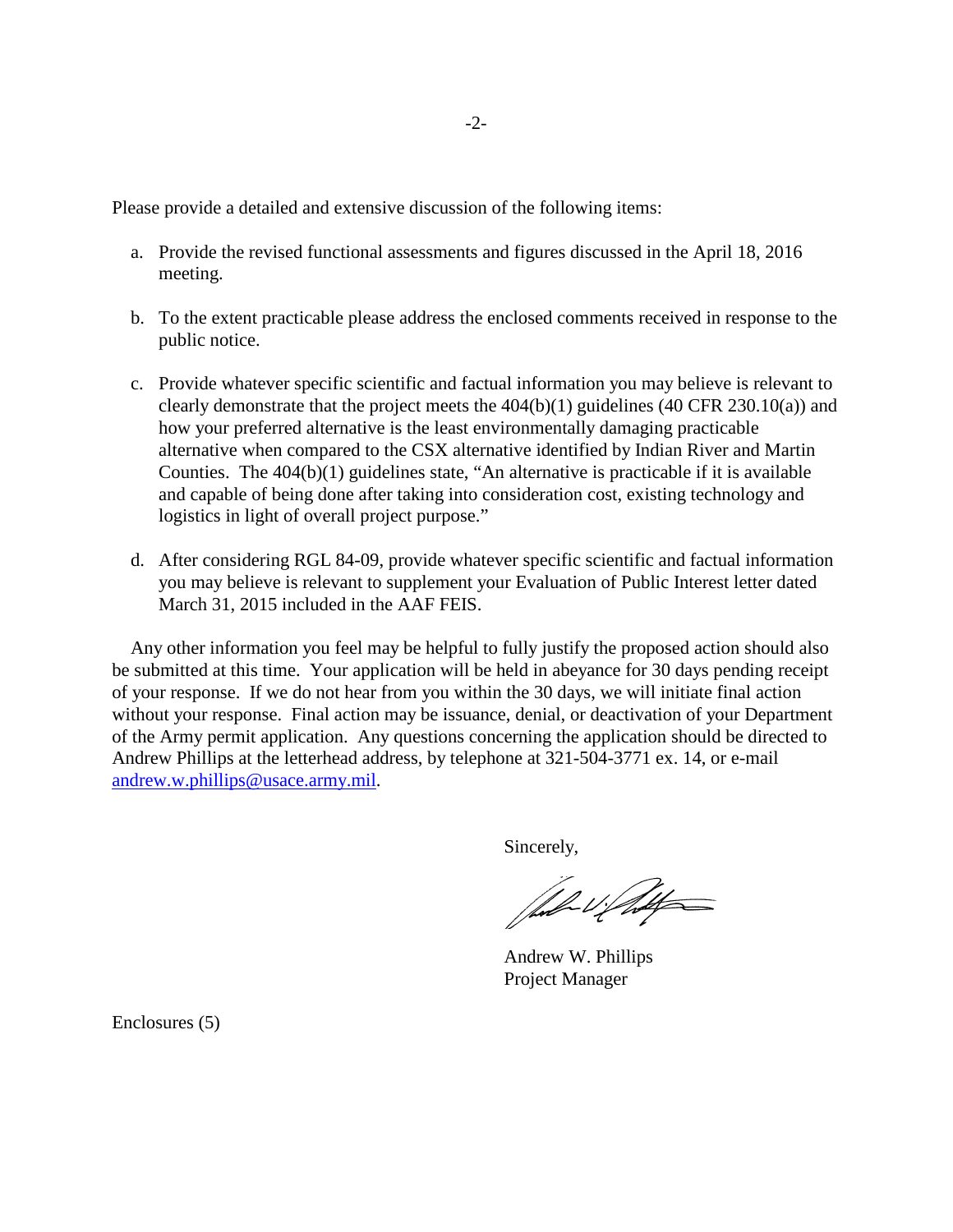Please provide a detailed and extensive discussion of the following items:

a. Provide the revised functional assessments and figures discussed in the April 18, 2016 meeting.

b. To the extent practicable please address the enclosed comments received in response to the public notice.

c. Provide whatever specific scientific and factual information you may believe is relevant to clearly demonstrate that the project meets the 404(b)(1) guidelines (40 CFR 230.10(a)) and how your preferred alternative is the least environmentally damaging practicable alternative when compared to the CSX alternative identified by Indian River and Martin Counties. The 404(b)(1) guidelines state, "An alternative is practicable if it is available and capable of being done after taking into consideration cost, existing technology and logistics in light of overall project purpose."

d. After considering RGL 84-09, provide whatever specific scientific and factual information you may believe is relevant to supplement your Evaluation of Public Interest letter dated March 31, 2015 included in the AAF FEIS.

Any other information you feel may be helpful to fully justify the proposed action should also be submitted at this time. Your application will be held in abeyance for 30 days pending receipt of your response. If we do not hear from you within the 30 days, we will initiate final action without your response. Final action may be issuance, denial, or deactivation of your Department of the Army permit application. Any questions concerning the application should be directed to Andrew Phillips at the letterhead address, by telephone at 321-504-3771 ex. 14, or e-mail [andrew.w.phillips@usace.army.mil](mailto:andrew.w.phillips@usace.army.mil).

Sincerely,

Andrew W. Phillips
Project Manager

Enclosures (5)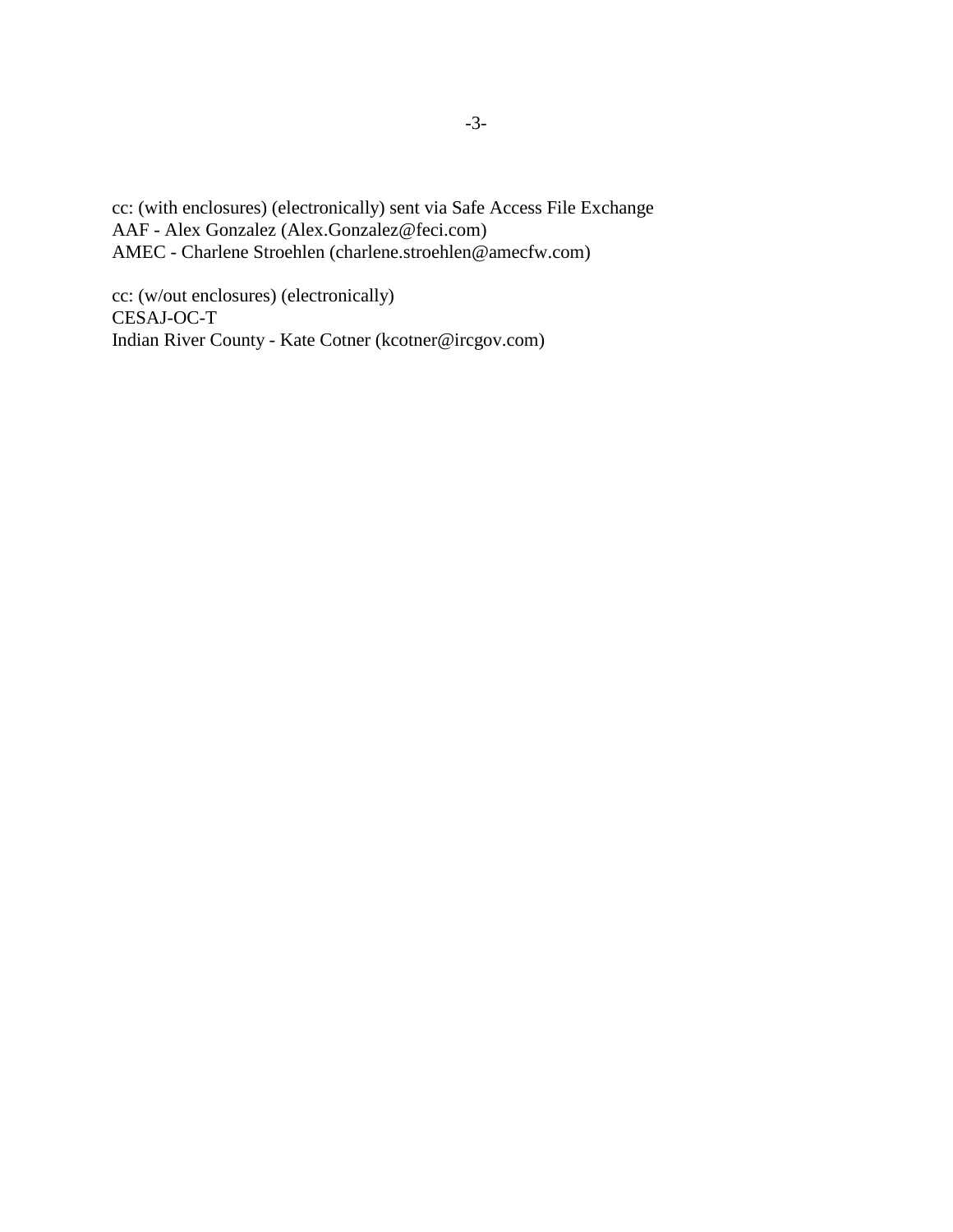cc: (with enclosures) (electronically) sent via Safe Access File Exchange
AAF - Alex Gonzalez (Alex.Gonzalez@feci.com)
AMEC - Charlene Stroehlen (charlene.stroehlen@amecfw.com)

cc: (w/out enclosures) (electronically)
CESAJ-OC-T
Indian River County - Kate Cotner (kcotner@ircgov.com)